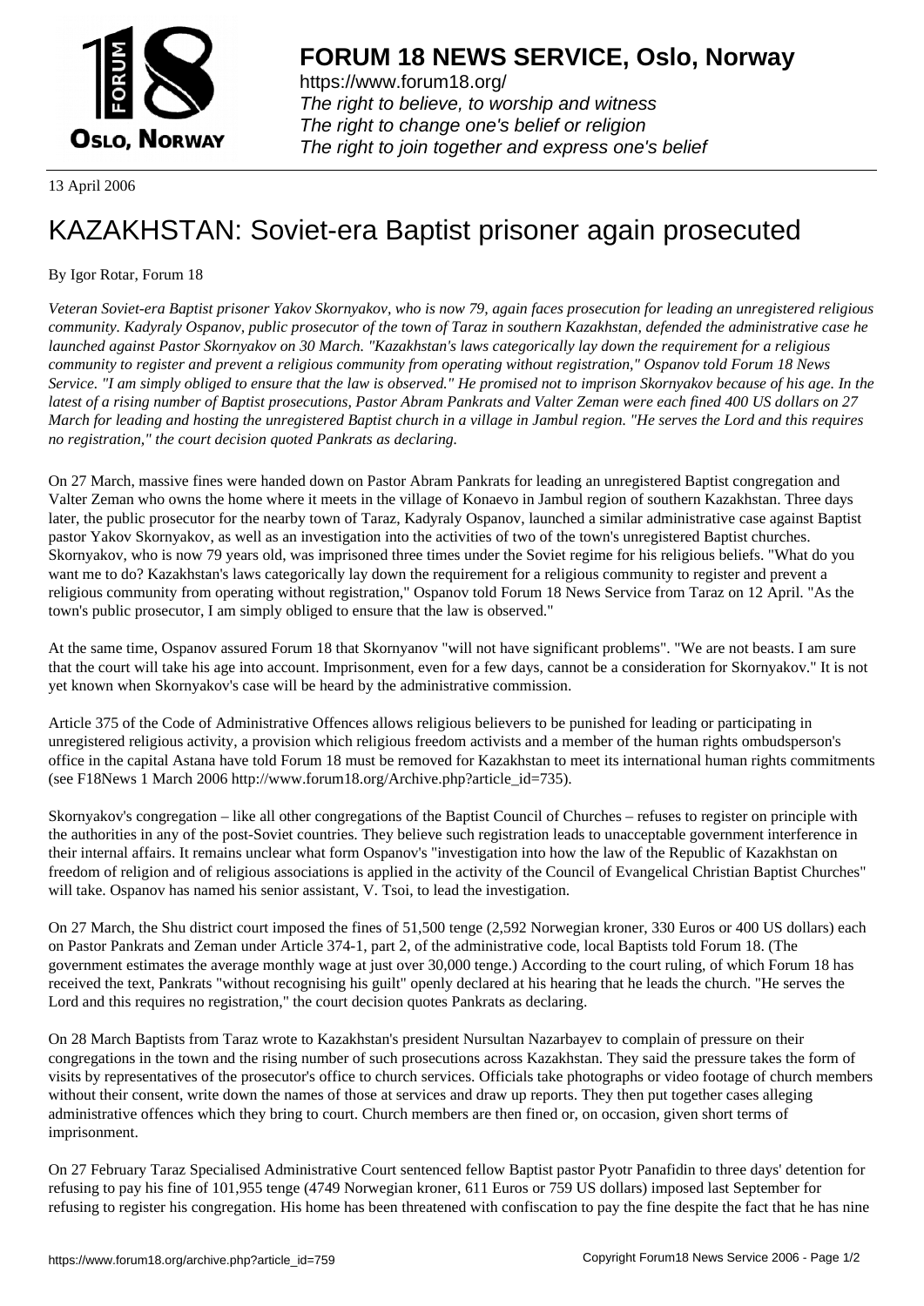# FORUM 18 NEWS SERVICE, Oslo, Norway

https://www.forum18.org/
*The right to believe, to worship and witness*
*The right to change one's belief or religion*
*The right to join together and express one's belief*

13 April 2006

# KAZAKHSTAN: Soviet-era Baptist prisoner again prosecuted

By Igor Rotar, Forum 18

*Veteran Soviet-era Baptist prisoner Yakov Skornyakov, who is now 79, again faces prosecution for leading an unregistered religious community. Kadyraly Ospanov, public prosecutor of the town of Taraz in southern Kazakhstan, defended the administrative case he launched against Pastor Skornyakov on 30 March. "Kazakhstan's laws categorically lay down the requirement for a religious community to register and prevent a religious community from operating without registration," Ospanov told Forum 18 News Service. "I am simply obliged to ensure that the law is observed." He promised not to imprison Skornyakov because of his age. In the latest of a rising number of Baptist prosecutions, Pastor Abram Pankrats and Valter Zeman were each fined 400 US dollars on 27 March for leading and hosting the unregistered Baptist church in a village in Jambul region. "He serves the Lord and this requires no registration," the court decision quoted Pankrats as declaring.*

On 27 March, massive fines were handed down on Pastor Abram Pankrats for leading an unregistered Baptist congregation and Valter Zeman who owns the home where it meets in the village of Konaevo in Jambul region of southern Kazakhstan. Three days later, the public prosecutor for the nearby town of Taraz, Kadyraly Ospanov, launched a similar administrative case against Baptist pastor Yakov Skornyakov, as well as an investigation into the activities of two of the town's unregistered Baptist churches. Skornyakov, who is now 79 years old, was imprisoned three times under the Soviet regime for his religious beliefs. "What do you want me to do? Kazakhstan's laws categorically lay down the requirement for a religious community to register and prevent a religious community from operating without registration," Ospanov told Forum 18 News Service from Taraz on 12 April. "As the town's public prosecutor, I am simply obliged to ensure that the law is observed."

At the same time, Ospanov assured Forum 18 that Skornyanov "will not have significant problems". "We are not beasts. I am sure that the court will take his age into account. Imprisonment, even for a few days, cannot be a consideration for Skornyakov." It is not yet known when Skornyakov's case will be heard by the administrative commission.

Article 375 of the Code of Administrative Offences allows religious believers to be punished for leading or participating in unregistered religious activity, a provision which religious freedom activists and a member of the human rights ombudsperson's office in the capital Astana have told Forum 18 must be removed for Kazakhstan to meet its international human rights commitments (see F18News 1 March 2006 http://www.forum18.org/Archive.php?article_id=735).

Skornyakov's congregation – like all other congregations of the Baptist Council of Churches – refuses to register on principle with the authorities in any of the post-Soviet countries. They believe such registration leads to unacceptable government interference in their internal affairs. It remains unclear what form Ospanov's "investigation into how the law of the Republic of Kazakhstan on freedom of religion and of religious associations is applied in the activity of the Council of Evangelical Christian Baptist Churches" will take. Ospanov has named his senior assistant, V. Tsoi, to lead the investigation.

On 27 March, the Shu district court imposed the fines of 51,500 tenge (2,592 Norwegian kroner, 330 Euros or 400 US dollars) each on Pastor Pankrats and Zeman under Article 374-1, part 2, of the administrative code, local Baptists told Forum 18. (The government estimates the average monthly wage at just over 30,000 tenge.) According to the court ruling, of which Forum 18 has received the text, Pankrats "without recognising his guilt" openly declared at his hearing that he leads the church. "He serves the Lord and this requires no registration," the court decision quotes Pankrats as declaring.

On 28 March Baptists from Taraz wrote to Kazakhstan's president Nursultan Nazarbayev to complain of pressure on their congregations in the town and the rising number of such prosecutions across Kazakhstan. They said the pressure takes the form of visits by representatives of the prosecutor's office to church services. Officials take photographs or video footage of church members without their consent, write down the names of those at services and draw up reports. They then put together cases alleging administrative offences which they bring to court. Church members are then fined or, on occasion, given short terms of imprisonment.

On 27 February Taraz Specialised Administrative Court sentenced fellow Baptist pastor Pyotr Panafidin to three days' detention for refusing to pay his fine of 101,955 tenge (4749 Norwegian kroner, 611 Euros or 759 US dollars) imposed last September for refusing to register his congregation. His home has been threatened with confiscation to pay the fine despite the fact that he has nine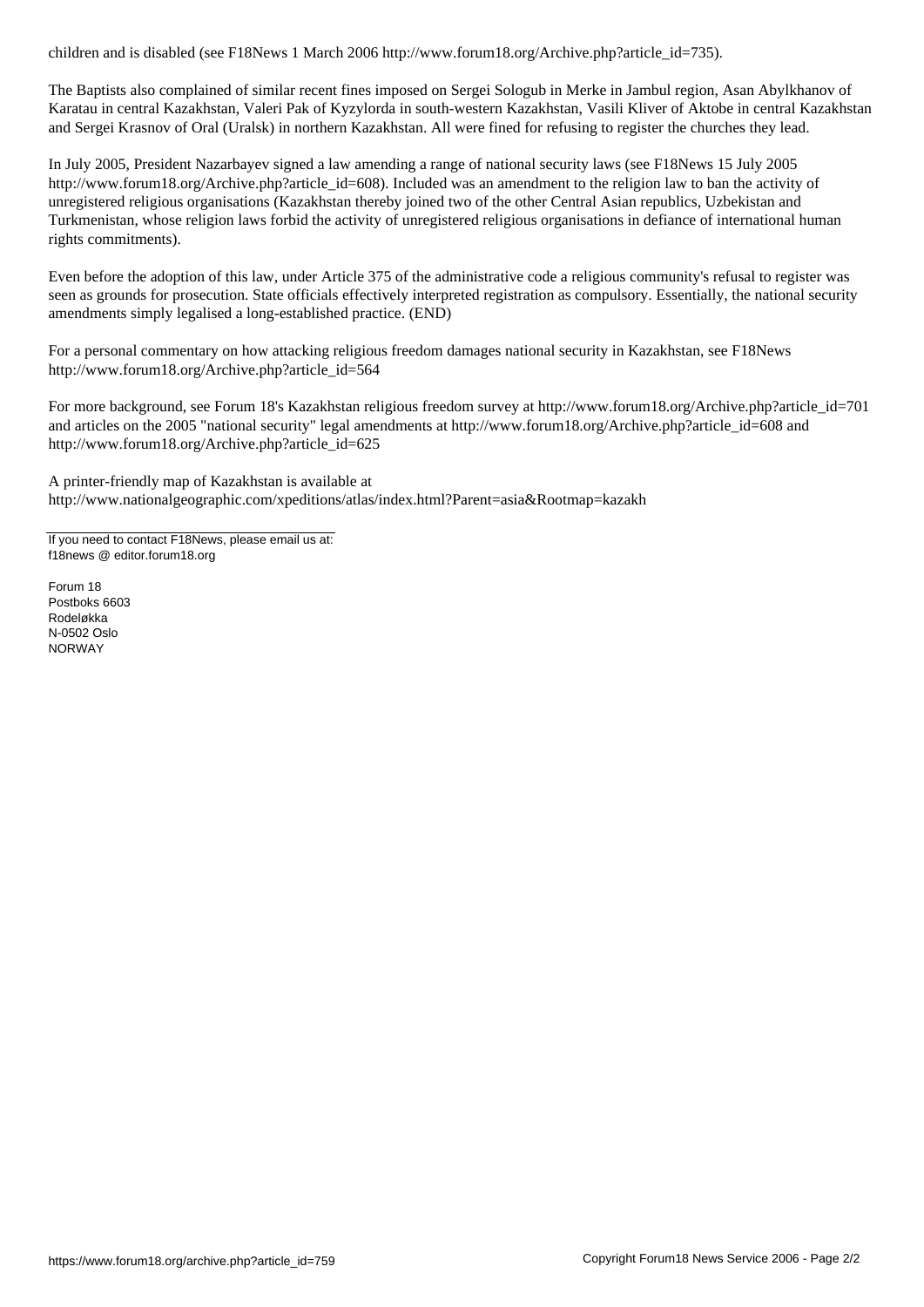children and is disabled (see F18News 1 March 2006 http://www.forum18.org/Archive.php?article_id=735).

The Baptists also complained of similar recent fines imposed on Sergei Sologub in Merke in Jambul region, Asan Abylkhanov of Karatau in central Kazakhstan, Valeri Pak of Kyzylorda in south-western Kazakhstan, Vasili Kliver of Aktobe in central Kazakhstan and Sergei Krasnov of Oral (Uralsk) in northern Kazakhstan. All were fined for refusing to register the churches they lead.

In July 2005, President Nazarbayev signed a law amending a range of national security laws (see F18News 15 July 2005 http://www.forum18.org/Archive.php?article_id=608). Included was an amendment to the religion law to ban the activity of unregistered religious organisations (Kazakhstan thereby joined two of the other Central Asian republics, Uzbekistan and Turkmenistan, whose religion laws forbid the activity of unregistered religious organisations in defiance of international human rights commitments).

Even before the adoption of this law, under Article 375 of the administrative code a religious community's refusal to register was seen as grounds for prosecution. State officials effectively interpreted registration as compulsory. Essentially, the national security amendments simply legalised a long-established practice. (END)

For a personal commentary on how attacking religious freedom damages national security in Kazakhstan, see F18News http://www.forum18.org/Archive.php?article_id=564

For more background, see Forum 18's Kazakhstan religious freedom survey at http://www.forum18.org/Archive.php?article_id=701 and articles on the 2005 "national security" legal amendments at http://www.forum18.org/Archive.php?article_id=608 and http://www.forum18.org/Archive.php?article_id=625

A printer-friendly map of Kazakhstan is available at http://www.nationalgeographic.com/xpeditions/atlas/index.html?Parent=asia&Rootmap=kazakh

If you need to contact F18News, please email us at:
f18news @ editor.forum18.org

Forum 18
Postboks 6603
Rodeløkka
N-0502 Oslo
NORWAY